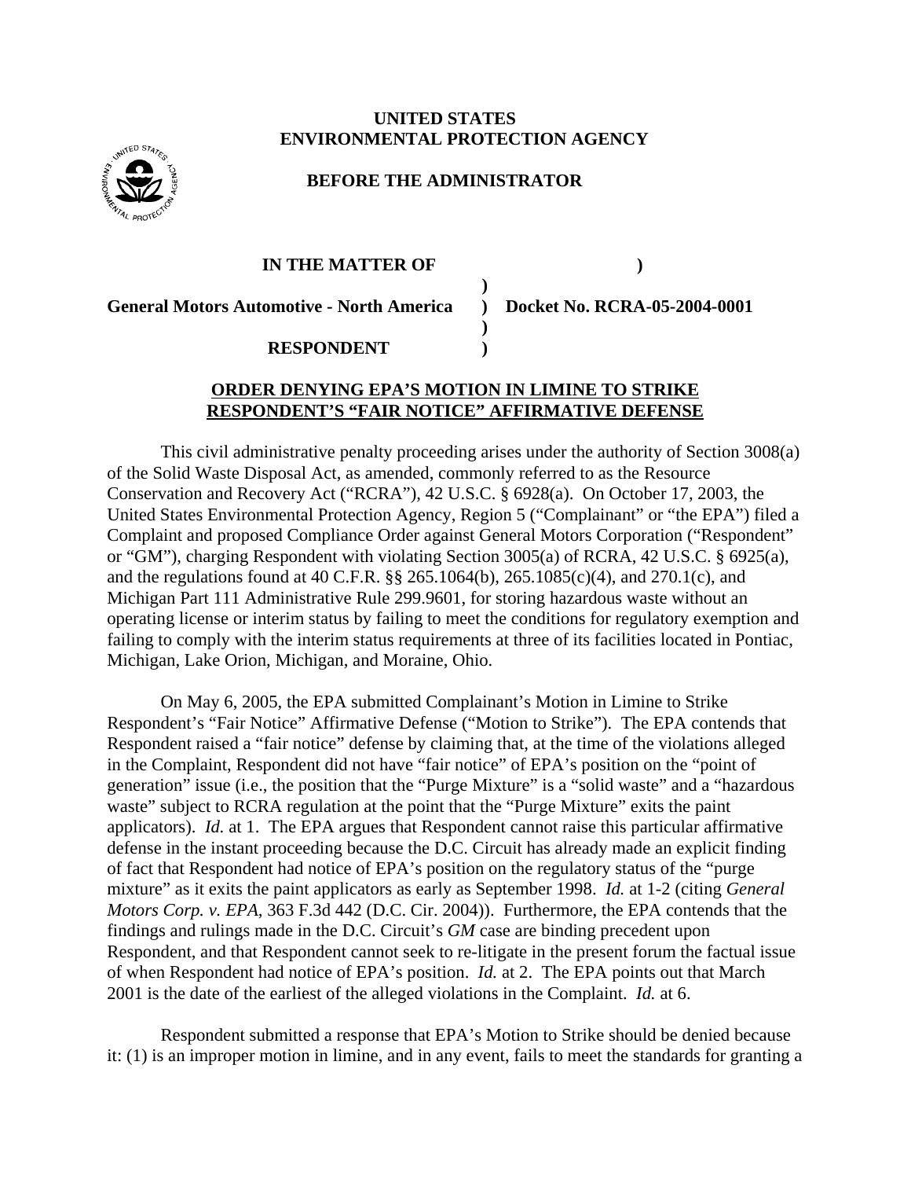**UNITED STATES**
**ENVIRONMENTAL PROTECTION AGENCY**

**BEFORE THE ADMINISTRATOR**

| | | |
|---|---|---|
| **IN THE MATTER OF** | **)** | |
| | **)** | |
| **General Motors Automotive - North America** | **)** | **Docket No. RCRA-05-2004-0001** |
| | **)** | |
| **RESPONDENT** | **)** | |

**ORDER DENYING EPA'S MOTION IN LIMINE TO STRIKE RESPONDENT'S "FAIR NOTICE" AFFIRMATIVE DEFENSE**

This civil administrative penalty proceeding arises under the authority of Section 3008(a) of the Solid Waste Disposal Act, as amended, commonly referred to as the Resource Conservation and Recovery Act ("RCRA"), 42 U.S.C. § 6928(a). On October 17, 2003, the United States Environmental Protection Agency, Region 5 ("Complainant" or "the EPA") filed a Complaint and proposed Compliance Order against General Motors Corporation ("Respondent" or "GM"), charging Respondent with violating Section 3005(a) of RCRA, 42 U.S.C. § 6925(a), and the regulations found at 40 C.F.R. §§ 265.1064(b), 265.1085(c)(4), and 270.1(c), and Michigan Part 111 Administrative Rule 299.9601, for storing hazardous waste without an operating license or interim status by failing to meet the conditions for regulatory exemption and failing to comply with the interim status requirements at three of its facilities located in Pontiac, Michigan, Lake Orion, Michigan, and Moraine, Ohio.

On May 6, 2005, the EPA submitted Complainant's Motion in Limine to Strike Respondent's "Fair Notice" Affirmative Defense ("Motion to Strike"). The EPA contends that Respondent raised a "fair notice" defense by claiming that, at the time of the violations alleged in the Complaint, Respondent did not have "fair notice" of EPA's position on the "point of generation" issue (i.e., the position that the "Purge Mixture" is a "solid waste" and a "hazardous waste" subject to RCRA regulation at the point that the "Purge Mixture" exits the paint applicators). *Id.* at 1. The EPA argues that Respondent cannot raise this particular affirmative defense in the instant proceeding because the D.C. Circuit has already made an explicit finding of fact that Respondent had notice of EPA's position on the regulatory status of the "purge mixture" as it exits the paint applicators as early as September 1998. *Id.* at 1-2 (citing *General Motors Corp. v. EPA*, 363 F.3d 442 (D.C. Cir. 2004)). Furthermore, the EPA contends that the findings and rulings made in the D.C. Circuit's *GM* case are binding precedent upon Respondent, and that Respondent cannot seek to re-litigate in the present forum the factual issue of when Respondent had notice of EPA's position. *Id.* at 2. The EPA points out that March 2001 is the date of the earliest of the alleged violations in the Complaint. *Id.* at 6.

Respondent submitted a response that EPA's Motion to Strike should be denied because it: (1) is an improper motion in limine, and in any event, fails to meet the standards for granting a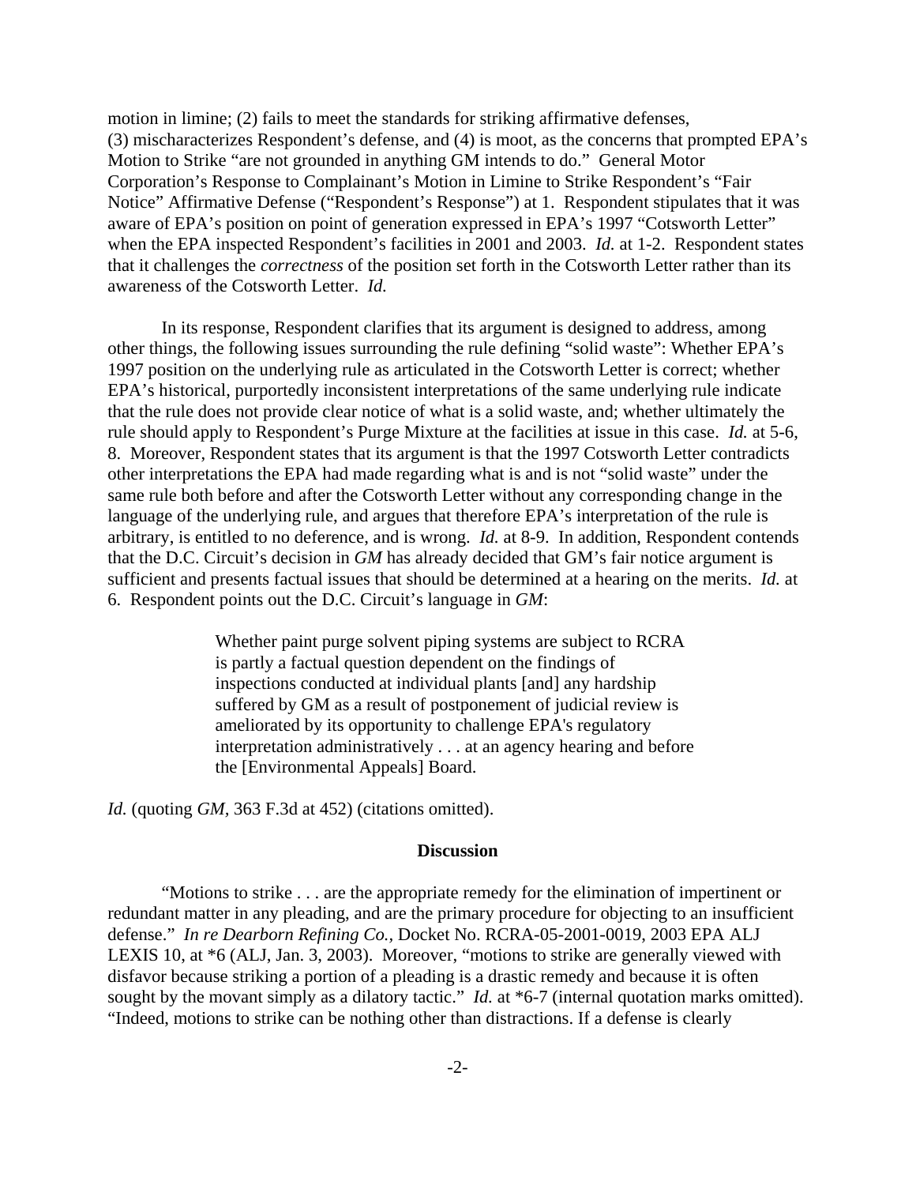motion in limine; (2) fails to meet the standards for striking affirmative defenses, (3) mischaracterizes Respondent's defense, and (4) is moot, as the concerns that prompted EPA's Motion to Strike "are not grounded in anything GM intends to do." General Motor Corporation's Response to Complainant's Motion in Limine to Strike Respondent's "Fair Notice" Affirmative Defense ("Respondent's Response") at 1. Respondent stipulates that it was aware of EPA's position on point of generation expressed in EPA's 1997 "Cotsworth Letter" when the EPA inspected Respondent's facilities in 2001 and 2003. *Id.* at 1-2. Respondent states that it challenges the *correctness* of the position set forth in the Cotsworth Letter rather than its awareness of the Cotsworth Letter. *Id.*

In its response, Respondent clarifies that its argument is designed to address, among other things, the following issues surrounding the rule defining "solid waste": Whether EPA's 1997 position on the underlying rule as articulated in the Cotsworth Letter is correct; whether EPA's historical, purportedly inconsistent interpretations of the same underlying rule indicate that the rule does not provide clear notice of what is a solid waste, and; whether ultimately the rule should apply to Respondent's Purge Mixture at the facilities at issue in this case. *Id.* at 5-6, 8. Moreover, Respondent states that its argument is that the 1997 Cotsworth Letter contradicts other interpretations the EPA had made regarding what is and is not "solid waste" under the same rule both before and after the Cotsworth Letter without any corresponding change in the language of the underlying rule, and argues that therefore EPA's interpretation of the rule is arbitrary, is entitled to no deference, and is wrong. *Id.* at 8-9. In addition, Respondent contends that the D.C. Circuit's decision in *GM* has already decided that GM's fair notice argument is sufficient and presents factual issues that should be determined at a hearing on the merits. *Id.* at 6. Respondent points out the D.C. Circuit's language in *GM*:

> Whether paint purge solvent piping systems are subject to RCRA is partly a factual question dependent on the findings of inspections conducted at individual plants [and] any hardship suffered by GM as a result of postponement of judicial review is ameliorated by its opportunity to challenge EPA's regulatory interpretation administratively . . . at an agency hearing and before the [Environmental Appeals] Board.

*Id.* (quoting *GM*, 363 F.3d at 452) (citations omitted).

## Discussion

"Motions to strike . . . are the appropriate remedy for the elimination of impertinent or redundant matter in any pleading, and are the primary procedure for objecting to an insufficient defense." *In re Dearborn Refining Co.*, Docket No. RCRA-05-2001-0019, 2003 EPA ALJ LEXIS 10, at *6 (ALJ, Jan. 3, 2003). Moreover, "motions to strike are generally viewed with disfavor because striking a portion of a pleading is a drastic remedy and because it is often sought by the movant simply as a dilatory tactic." *Id.* at *6-7 (internal quotation marks omitted). "Indeed, motions to strike can be nothing other than distractions. If a defense is clearly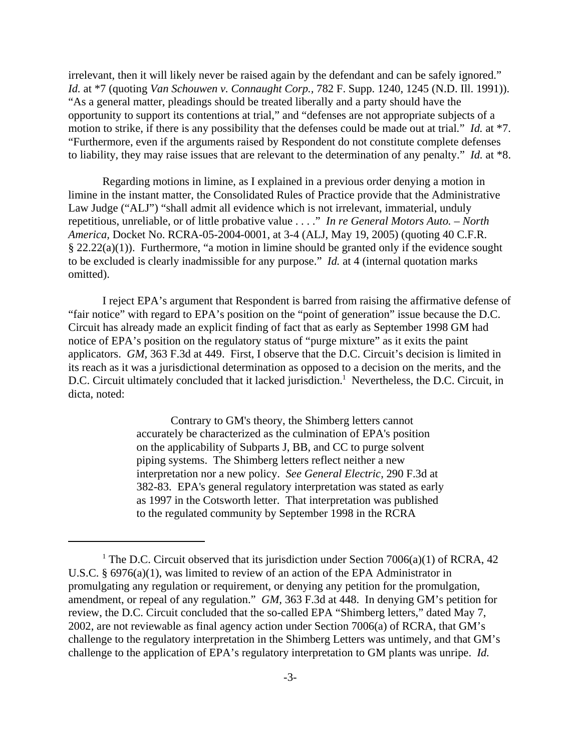irrelevant, then it will likely never be raised again by the defendant and can be safely ignored." *Id.* at *7 (quoting *Van Schouwen v. Connaught Corp.*, 782 F. Supp. 1240, 1245 (N.D. Ill. 1991)). "As a general matter, pleadings should be treated liberally and a party should have the opportunity to support its contentions at trial," and "defenses are not appropriate subjects of a motion to strike, if there is any possibility that the defenses could be made out at trial." *Id.* at *7. "Furthermore, even if the arguments raised by Respondent do not constitute complete defenses to liability, they may raise issues that are relevant to the determination of any penalty." *Id.* at *8.

Regarding motions in limine, as I explained in a previous order denying a motion in limine in the instant matter, the Consolidated Rules of Practice provide that the Administrative Law Judge ("ALJ") "shall admit all evidence which is not irrelevant, immaterial, unduly repetitious, unreliable, or of little probative value . . . ." *In re General Motors Auto. – North America*, Docket No. RCRA-05-2004-0001, at 3-4 (ALJ, May 19, 2005) (quoting 40 C.F.R. § 22.22(a)(1)). Furthermore, "a motion in limine should be granted only if the evidence sought to be excluded is clearly inadmissible for any purpose." *Id.* at 4 (internal quotation marks omitted).

I reject EPA's argument that Respondent is barred from raising the affirmative defense of "fair notice" with regard to EPA's position on the "point of generation" issue because the D.C. Circuit has already made an explicit finding of fact that as early as September 1998 GM had notice of EPA's position on the regulatory status of "purge mixture" as it exits the paint applicators. *GM*, 363 F.3d at 449. First, I observe that the D.C. Circuit's decision is limited in its reach as it was a jurisdictional determination as opposed to a decision on the merits, and the D.C. Circuit ultimately concluded that it lacked jurisdiction.[1] Nevertheless, the D.C. Circuit, in dicta, noted:

> Contrary to GM's theory, the Shimberg letters cannot accurately be characterized as the culmination of EPA's position on the applicability of Subparts J, BB, and CC to purge solvent piping systems. The Shimberg letters reflect neither a new interpretation nor a new policy. *See General Electric*, 290 F.3d at 382-83. EPA's general regulatory interpretation was stated as early as 1997 in the Cotsworth letter. That interpretation was published to the regulated community by September 1998 in the RCRA

[1] The D.C. Circuit observed that its jurisdiction under Section 7006(a)(1) of RCRA, 42 U.S.C. § 6976(a)(1), was limited to review of an action of the EPA Administrator in promulgating any regulation or requirement, or denying any petition for the promulgation, amendment, or repeal of any regulation." *GM*, 363 F.3d at 448. In denying GM's petition for review, the D.C. Circuit concluded that the so-called EPA "Shimberg letters," dated May 7, 2002, are not reviewable as final agency action under Section 7006(a) of RCRA, that GM's challenge to the regulatory interpretation in the Shimberg Letters was untimely, and that GM's challenge to the application of EPA's regulatory interpretation to GM plants was unripe. *Id.*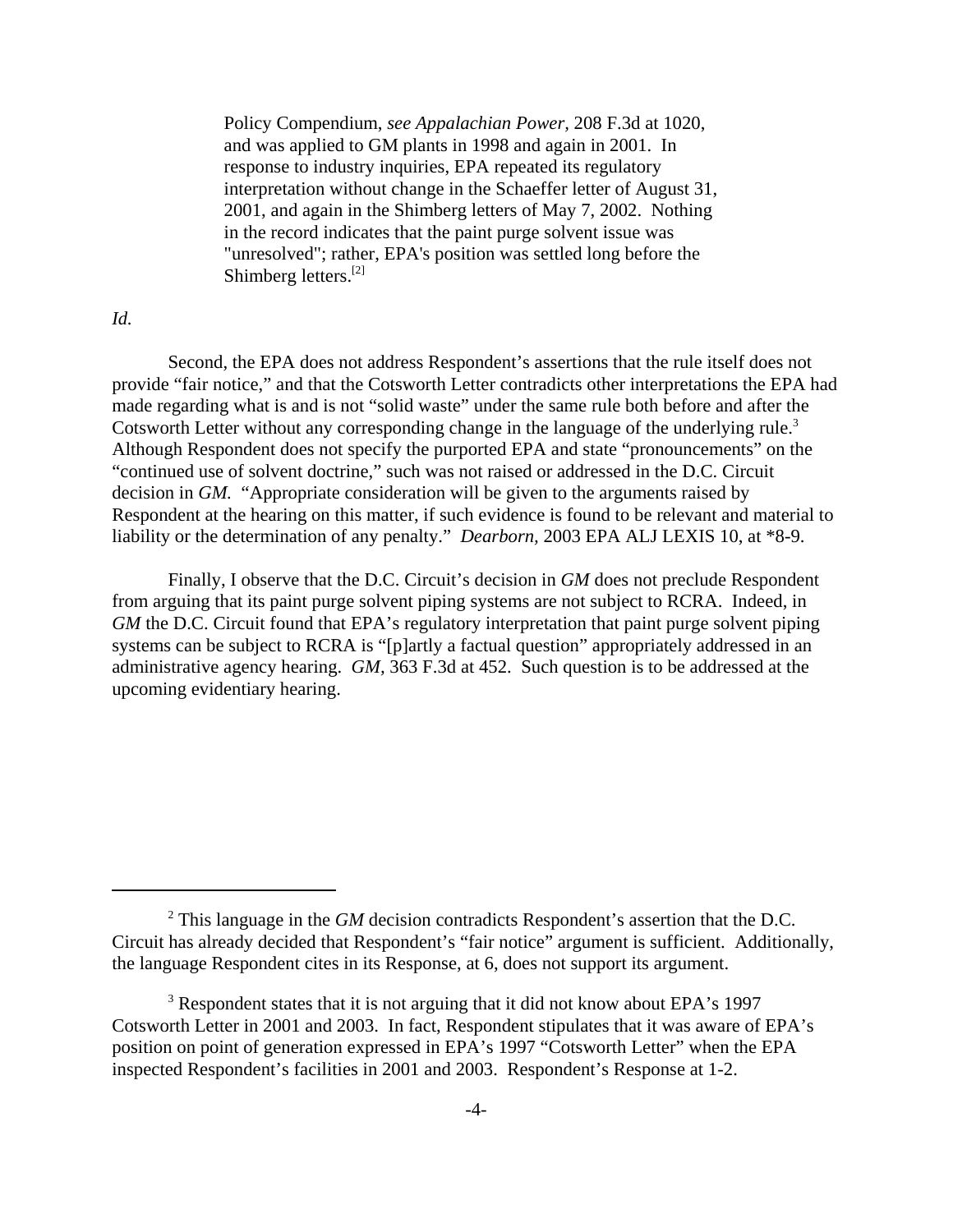> Policy Compendium, *see Appalachian Power*, 208 F.3d at 1020, and was applied to GM plants in 1998 and again in 2001. In response to industry inquiries, EPA repeated its regulatory interpretation without change in the Schaeffer letter of August 31, 2001, and again in the Shimberg letters of May 7, 2002. Nothing in the record indicates that the paint purge solvent issue was "unresolved"; rather, EPA's position was settled long before the Shimberg letters.[2]

*Id.*

Second, the EPA does not address Respondent's assertions that the rule itself does not provide "fair notice," and that the Cotsworth Letter contradicts other interpretations the EPA had made regarding what is and is not "solid waste" under the same rule both before and after the Cotsworth Letter without any corresponding change in the language of the underlying rule.[3] Although Respondent does not specify the purported EPA and state "pronouncements" on the "continued use of solvent doctrine," such was not raised or addressed in the D.C. Circuit decision in *GM.* "Appropriate consideration will be given to the arguments raised by Respondent at the hearing on this matter, if such evidence is found to be relevant and material to liability or the determination of any penalty." *Dearborn,* 2003 EPA ALJ LEXIS 10, at *8-9.

Finally, I observe that the D.C. Circuit's decision in *GM* does not preclude Respondent from arguing that its paint purge solvent piping systems are not subject to RCRA. Indeed, in *GM* the D.C. Circuit found that EPA's regulatory interpretation that paint purge solvent piping systems can be subject to RCRA is "[p]artly a factual question" appropriately addressed in an administrative agency hearing. *GM,* 363 F.3d at 452. Such question is to be addressed at the upcoming evidentiary hearing.

---

[2] This language in the *GM* decision contradicts Respondent's assertion that the D.C. Circuit has already decided that Respondent's "fair notice" argument is sufficient. Additionally, the language Respondent cites in its Response, at 6, does not support its argument.

[3] Respondent states that it is not arguing that it did not know about EPA's 1997 Cotsworth Letter in 2001 and 2003. In fact, Respondent stipulates that it was aware of EPA's position on point of generation expressed in EPA's 1997 "Cotsworth Letter" when the EPA inspected Respondent's facilities in 2001 and 2003. Respondent's Response at 1-2.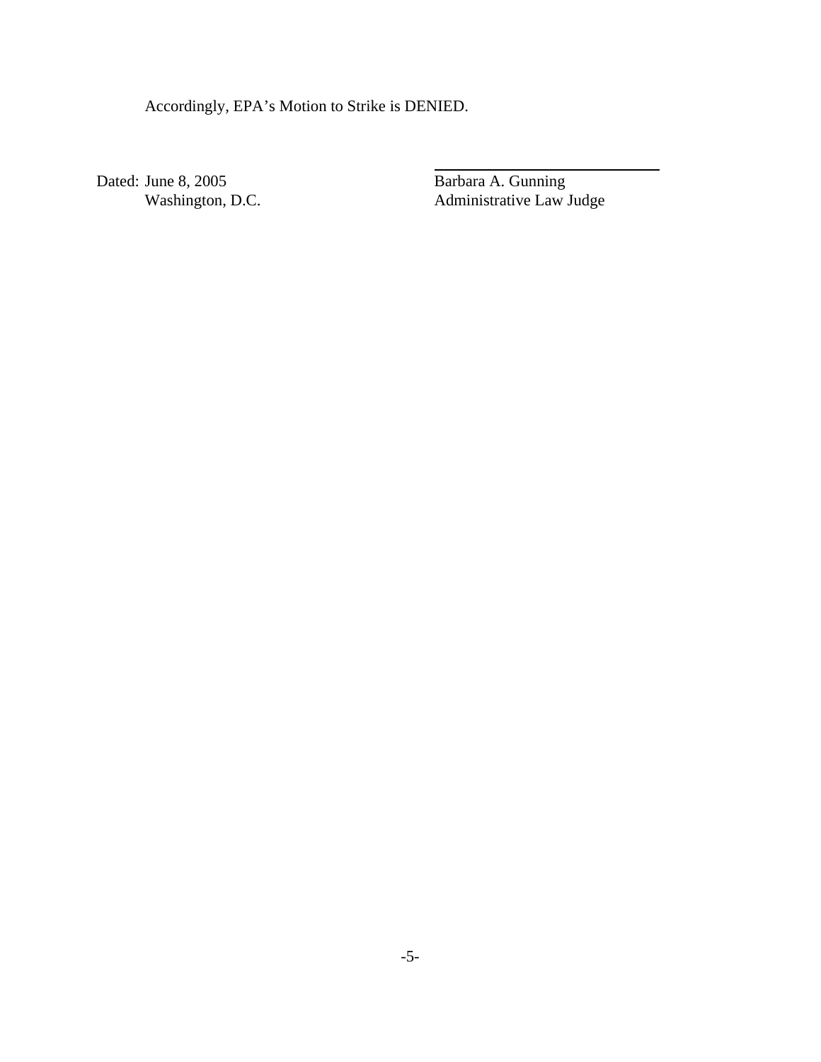Accordingly, EPA's Motion to Strike is DENIED.

Dated: June 8, 2005
Washington, D.C.

Barbara A. Gunning
Administrative Law Judge